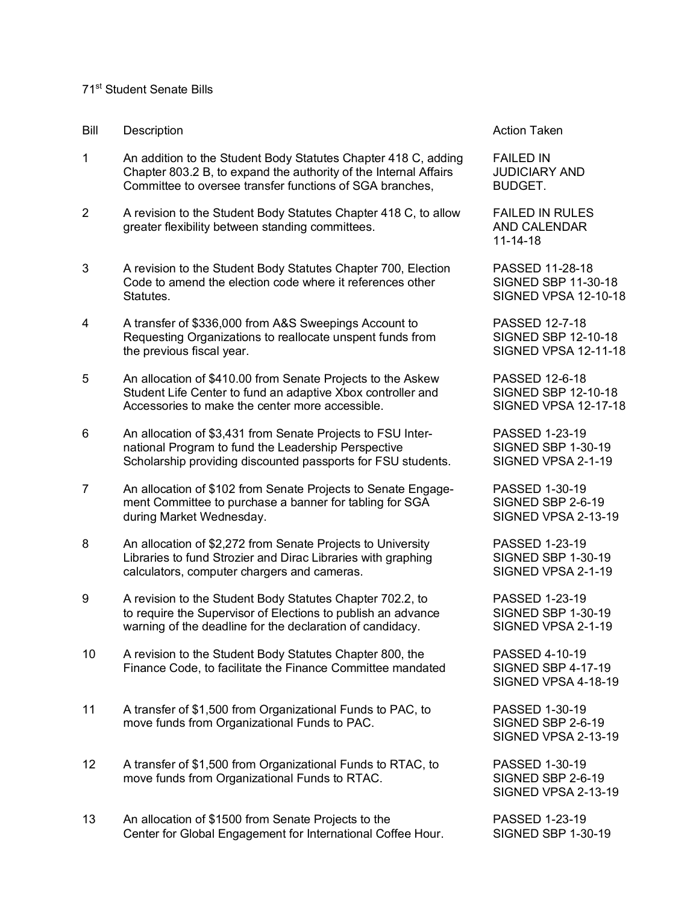71[st] Student Senate Bills

| Bill | Description | Action Taken |
|---|---|---|
| 1 | An addition to the Student Body Statutes Chapter 418 C, adding Chapter 803.2 B, to expand the authority of the Internal Affairs Committee to oversee transfer functions of SGA branches, | FAILED IN JUDICIARY AND BUDGET. |
| 2 | A revision to the Student Body Statutes Chapter 418 C, to allow greater flexibility between standing committees. | FAILED IN RULES AND CALENDAR 11-14-18 |
| 3 | A revision to the Student Body Statutes Chapter 700, Election Code to amend the election code where it references other Statutes. | PASSED 11-28-18<br>SIGNED SBP 11-30-18<br>SIGNED VPSA 12-10-18 |
| 4 | A transfer of $336,000 from A&S Sweepings Account to Requesting Organizations to reallocate unspent funds from the previous fiscal year. | PASSED 12-7-18<br>SIGNED SBP 12-10-18<br>SIGNED VPSA 12-11-18 |
| 5 | An allocation of $410.00 from Senate Projects to the Askew Student Life Center to fund an adaptive Xbox controller and Accessories to make the center more accessible. | PASSED 12-6-18<br>SIGNED SBP 12-10-18<br>SIGNED VPSA 12-17-18 |
| 6 | An allocation of $3,431 from Senate Projects to FSU International Program to fund the Leadership Perspective Scholarship providing discounted passports for FSU students. | PASSED 1-23-19<br>SIGNED SBP 1-30-19<br>SIGNED VPSA 2-1-19 |
| 7 | An allocation of $102 from Senate Projects to Senate Engagement Committee to purchase a banner for tabling for SGA during Market Wednesday. | PASSED 1-30-19<br>SIGNED SBP 2-6-19<br>SIGNED VPSA 2-13-19 |
| 8 | An allocation of $2,272 from Senate Projects to University Libraries to fund Strozier and Dirac Libraries with graphing calculators, computer chargers and cameras. | PASSED 1-23-19<br>SIGNED SBP 1-30-19<br>SIGNED VPSA 2-1-19 |
| 9 | A revision to the Student Body Statutes Chapter 702.2, to to require the Supervisor of Elections to publish an advance warning of the deadline for the declaration of candidacy. | PASSED 1-23-19<br>SIGNED SBP 1-30-19<br>SIGNED VPSA 2-1-19 |
| 10 | A revision to the Student Body Statutes Chapter 800, the Finance Code, to facilitate the Finance Committee mandated | PASSED 4-10-19<br>SIGNED SBP 4-17-19<br>SIGNED VPSA 4-18-19 |
| 11 | A transfer of $1,500 from Organizational Funds to PAC, to move funds from Organizational Funds to PAC. | PASSED 1-30-19<br>SIGNED SBP 2-6-19<br>SIGNED VPSA 2-13-19 |
| 12 | A transfer of $1,500 from Organizational Funds to RTAC, to move funds from Organizational Funds to RTAC. | PASSED 1-30-19<br>SIGNED SBP 2-6-19<br>SIGNED VPSA 2-13-19 |
| 13 | An allocation of $1500 from Senate Projects to the Center for Global Engagement for International Coffee Hour. | PASSED 1-23-19<br>SIGNED SBP 1-30-19 |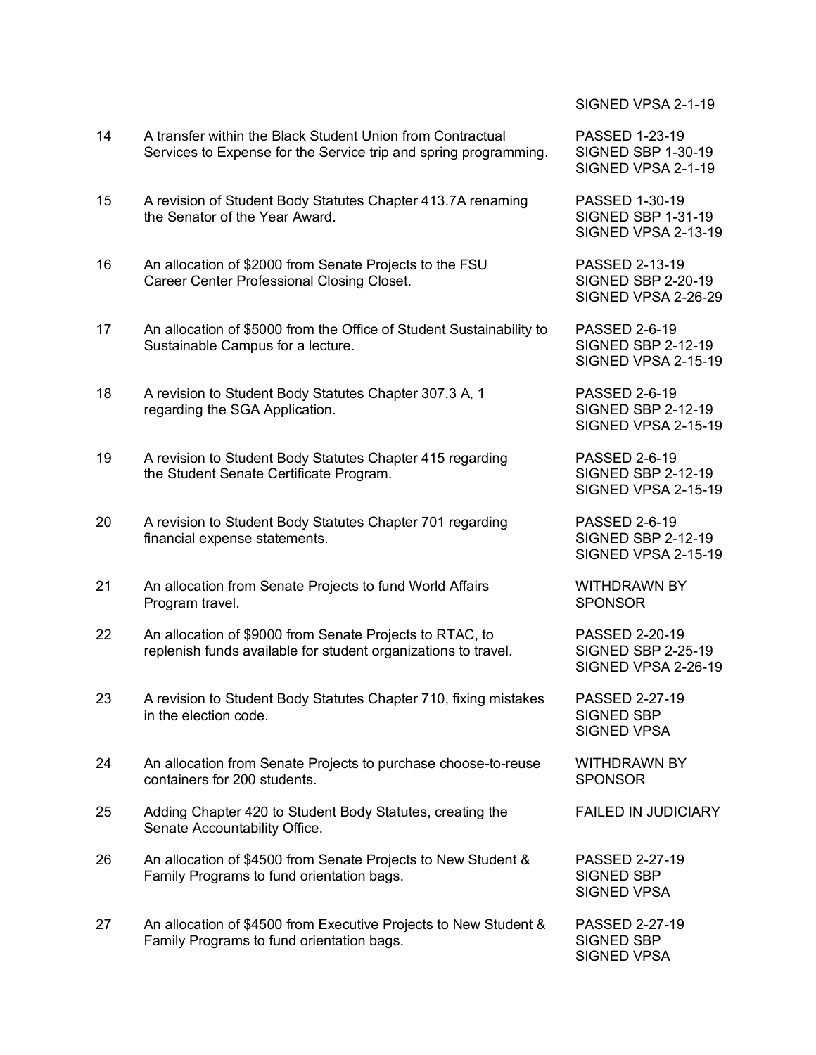| | | |
|---|---|---|
| | | SIGNED VPSA 2-1-19 |
| 14 | A transfer within the Black Student Union from Contractual Services to Expense for the Service trip and spring programming. | PASSED 1-23-19<br>SIGNED SBP 1-30-19<br>SIGNED VPSA 2-1-19 |
| 15 | A revision of Student Body Statutes Chapter 413.7A renaming the Senator of the Year Award. | PASSED 1-30-19<br>SIGNED SBP 1-31-19<br>SIGNED VPSA 2-13-19 |
| 16 | An allocation of $2000 from Senate Projects to the FSU Career Center Professional Closing Closet. | PASSED 2-13-19<br>SIGNED SBP 2-20-19<br>SIGNED VPSA 2-26-29 |
| 17 | An allocation of $5000 from the Office of Student Sustainability to Sustainable Campus for a lecture. | PASSED 2-6-19<br>SIGNED SBP 2-12-19<br>SIGNED VPSA 2-15-19 |
| 18 | A revision to Student Body Statutes Chapter 307.3 A, 1 regarding the SGA Application. | PASSED 2-6-19<br>SIGNED SBP 2-12-19<br>SIGNED VPSA 2-15-19 |
| 19 | A revision to Student Body Statutes Chapter 415 regarding the Student Senate Certificate Program. | PASSED 2-6-19<br>SIGNED SBP 2-12-19<br>SIGNED VPSA 2-15-19 |
| 20 | A revision to Student Body Statutes Chapter 701 regarding financial expense statements. | PASSED 2-6-19<br>SIGNED SBP 2-12-19<br>SIGNED VPSA 2-15-19 |
| 21 | An allocation from Senate Projects to fund World Affairs Program travel. | WITHDRAWN BY SPONSOR |
| 22 | An allocation of $9000 from Senate Projects to RTAC, to replenish funds available for student organizations to travel. | PASSED 2-20-19<br>SIGNED SBP 2-25-19<br>SIGNED VPSA 2-26-19 |
| 23 | A revision to Student Body Statutes Chapter 710, fixing mistakes in the election code. | PASSED 2-27-19<br>SIGNED SBP<br>SIGNED VPSA |
| 24 | An allocation from Senate Projects to purchase choose-to-reuse containers for 200 students. | WITHDRAWN BY SPONSOR |
| 25 | Adding Chapter 420 to Student Body Statutes, creating the Senate Accountability Office. | FAILED IN JUDICIARY |
| 26 | An allocation of $4500 from Senate Projects to New Student & Family Programs to fund orientation bags. | PASSED 2-27-19<br>SIGNED SBP<br>SIGNED VPSA |
| 27 | An allocation of $4500 from Executive Projects to New Student & Family Programs to fund orientation bags. | PASSED 2-27-19<br>SIGNED SBP<br>SIGNED VPSA |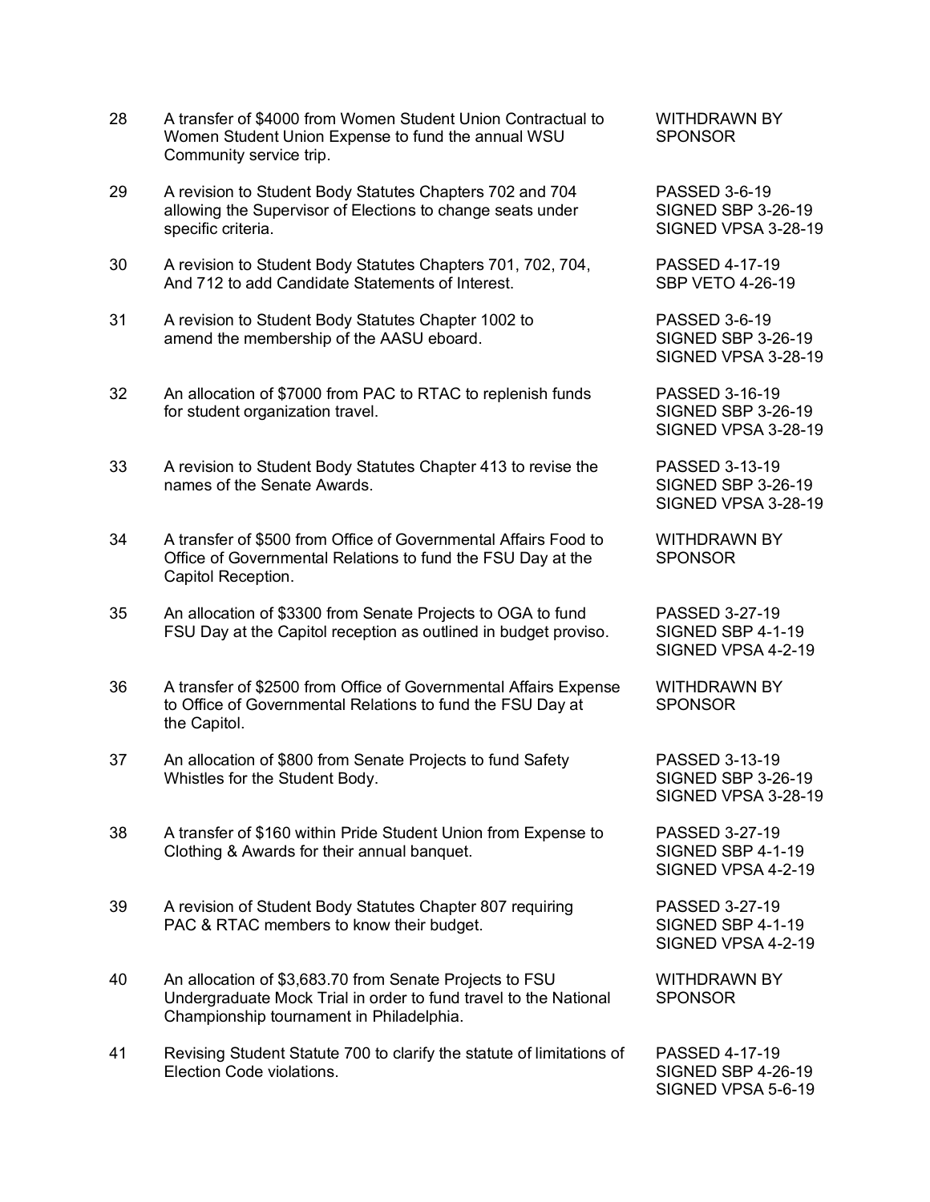| | | |
|---|---|---|
| 28 | A transfer of $4000 from Women Student Union Contractual to Women Student Union Expense to fund the annual WSU Community service trip. | WITHDRAWN BY SPONSOR |
| 29 | A revision to Student Body Statutes Chapters 702 and 704 allowing the Supervisor of Elections to change seats under specific criteria. | PASSED 3-6-19<br>SIGNED SBP 3-26-19<br>SIGNED VPSA 3-28-19 |
| 30 | A revision to Student Body Statutes Chapters 701, 702, 704, And 712 to add Candidate Statements of Interest. | PASSED 4-17-19<br>SBP VETO 4-26-19 |
| 31 | A revision to Student Body Statutes Chapter 1002 to amend the membership of the AASU eboard. | PASSED 3-6-19<br>SIGNED SBP 3-26-19<br>SIGNED VPSA 3-28-19 |
| 32 | An allocation of $7000 from PAC to RTAC to replenish funds for student organization travel. | PASSED 3-16-19<br>SIGNED SBP 3-26-19<br>SIGNED VPSA 3-28-19 |
| 33 | A revision to Student Body Statutes Chapter 413 to revise the names of the Senate Awards. | PASSED 3-13-19<br>SIGNED SBP 3-26-19<br>SIGNED VPSA 3-28-19 |
| 34 | A transfer of $500 from Office of Governmental Affairs Food to Office of Governmental Relations to fund the FSU Day at the Capitol Reception. | WITHDRAWN BY SPONSOR |
| 35 | An allocation of $3300 from Senate Projects to OGA to fund FSU Day at the Capitol reception as outlined in budget proviso. | PASSED 3-27-19<br>SIGNED SBP 4-1-19<br>SIGNED VPSA 4-2-19 |
| 36 | A transfer of $2500 from Office of Governmental Affairs Expense to Office of Governmental Relations to fund the FSU Day at the Capitol. | WITHDRAWN BY SPONSOR |
| 37 | An allocation of $800 from Senate Projects to fund Safety Whistles for the Student Body. | PASSED 3-13-19<br>SIGNED SBP 3-26-19<br>SIGNED VPSA 3-28-19 |
| 38 | A transfer of $160 within Pride Student Union from Expense to Clothing & Awards for their annual banquet. | PASSED 3-27-19<br>SIGNED SBP 4-1-19<br>SIGNED VPSA 4-2-19 |
| 39 | A revision of Student Body Statutes Chapter 807 requiring PAC & RTAC members to know their budget. | PASSED 3-27-19<br>SIGNED SBP 4-1-19<br>SIGNED VPSA 4-2-19 |
| 40 | An allocation of $3,683.70 from Senate Projects to FSU Undergraduate Mock Trial in order to fund travel to the National Championship tournament in Philadelphia. | WITHDRAWN BY SPONSOR |
| 41 | Revising Student Statute 700 to clarify the statute of limitations of Election Code violations. | PASSED 4-17-19<br>SIGNED SBP 4-26-19<br>SIGNED VPSA 5-6-19 |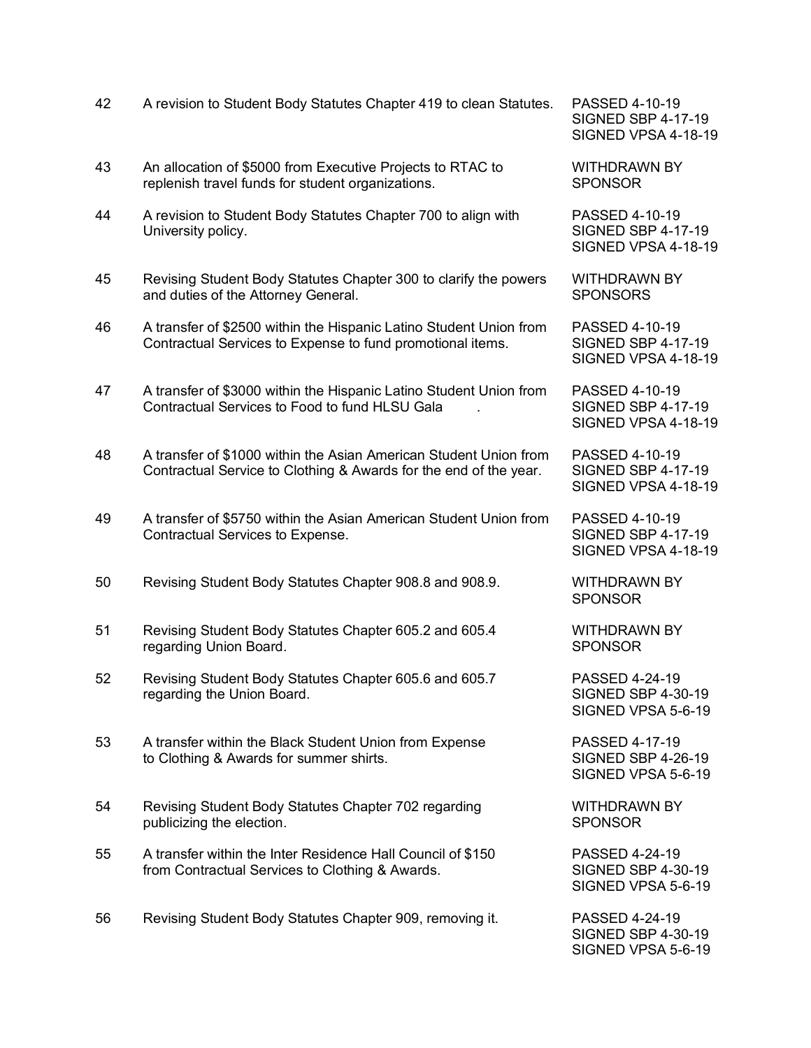| | | |
|---|---|---|
| 42 | A revision to Student Body Statutes Chapter 419 to clean Statutes. | PASSED 4-10-19<br>SIGNED SBP 4-17-19<br>SIGNED VPSA 4-18-19 |
| 43 | An allocation of $5000 from Executive Projects to RTAC to replenish travel funds for student organizations. | WITHDRAWN BY SPONSOR |
| 44 | A revision to Student Body Statutes Chapter 700 to align with University policy. | PASSED 4-10-19<br>SIGNED SBP 4-17-19<br>SIGNED VPSA 4-18-19 |
| 45 | Revising Student Body Statutes Chapter 300 to clarify the powers and duties of the Attorney General. | WITHDRAWN BY SPONSORS |
| 46 | A transfer of $2500 within the Hispanic Latino Student Union from Contractual Services to Expense to fund promotional items. | PASSED 4-10-19<br>SIGNED SBP 4-17-19<br>SIGNED VPSA 4-18-19 |
| 47 | A transfer of $3000 within the Hispanic Latino Student Union from Contractual Services to Food to fund HLSU Gala . | PASSED 4-10-19<br>SIGNED SBP 4-17-19<br>SIGNED VPSA 4-18-19 |
| 48 | A transfer of $1000 within the Asian American Student Union from Contractual Service to Clothing & Awards for the end of the year. | PASSED 4-10-19<br>SIGNED SBP 4-17-19<br>SIGNED VPSA 4-18-19 |
| 49 | A transfer of $5750 within the Asian American Student Union from Contractual Services to Expense. | PASSED 4-10-19<br>SIGNED SBP 4-17-19<br>SIGNED VPSA 4-18-19 |
| 50 | Revising Student Body Statutes Chapter 908.8 and 908.9. | WITHDRAWN BY SPONSOR |
| 51 | Revising Student Body Statutes Chapter 605.2 and 605.4 regarding Union Board. | WITHDRAWN BY SPONSOR |
| 52 | Revising Student Body Statutes Chapter 605.6 and 605.7 regarding the Union Board. | PASSED 4-24-19<br>SIGNED SBP 4-30-19<br>SIGNED VPSA 5-6-19 |
| 53 | A transfer within the Black Student Union from Expense to Clothing & Awards for summer shirts. | PASSED 4-17-19<br>SIGNED SBP 4-26-19<br>SIGNED VPSA 5-6-19 |
| 54 | Revising Student Body Statutes Chapter 702 regarding publicizing the election. | WITHDRAWN BY SPONSOR |
| 55 | A transfer within the Inter Residence Hall Council of $150 from Contractual Services to Clothing & Awards. | PASSED 4-24-19<br>SIGNED SBP 4-30-19<br>SIGNED VPSA 5-6-19 |
| 56 | Revising Student Body Statutes Chapter 909, removing it. | PASSED 4-24-19<br>SIGNED SBP 4-30-19<br>SIGNED VPSA 5-6-19 |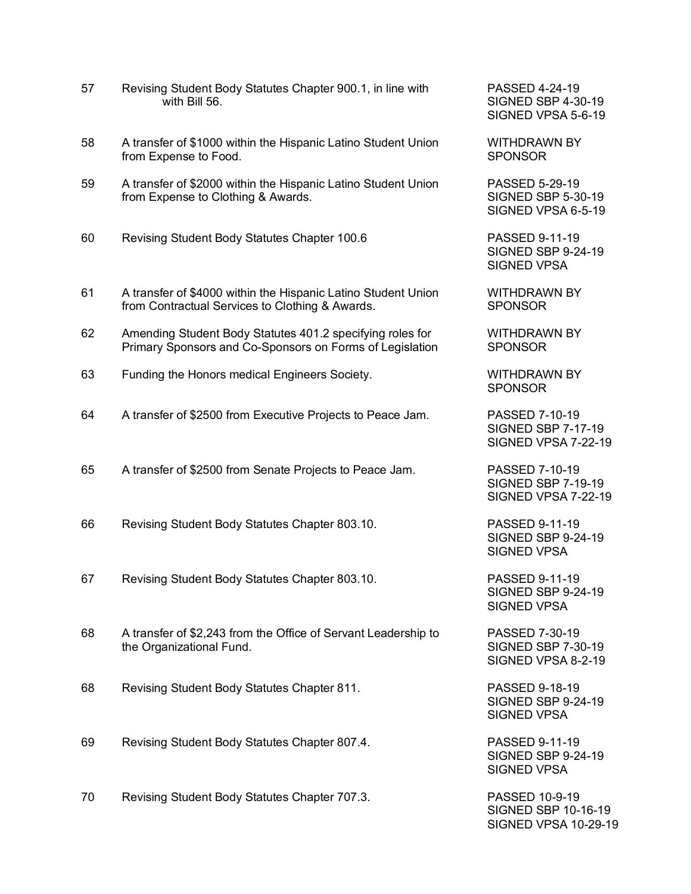| | | |
|---|---|---|
| 57 | Revising Student Body Statutes Chapter 900.1, in line with with Bill 56. | PASSED 4-24-19<br>SIGNED SBP 4-30-19<br>SIGNED VPSA 5-6-19 |
| 58 | A transfer of $1000 within the Hispanic Latino Student Union from Expense to Food. | WITHDRAWN BY SPONSOR |
| 59 | A transfer of $2000 within the Hispanic Latino Student Union from Expense to Clothing & Awards. | PASSED 5-29-19<br>SIGNED SBP 5-30-19<br>SIGNED VPSA 6-5-19 |
| 60 | Revising Student Body Statutes Chapter 100.6 | PASSED 9-11-19<br>SIGNED SBP 9-24-19<br>SIGNED VPSA |
| 61 | A transfer of $4000 within the Hispanic Latino Student Union from Contractual Services to Clothing & Awards. | WITHDRAWN BY SPONSOR |
| 62 | Amending Student Body Statutes 401.2 specifying roles for Primary Sponsors and Co-Sponsors on Forms of Legislation | WITHDRAWN BY SPONSOR |
| 63 | Funding the Honors medical Engineers Society. | WITHDRAWN BY SPONSOR |
| 64 | A transfer of $2500 from Executive Projects to Peace Jam. | PASSED 7-10-19<br>SIGNED SBP 7-17-19<br>SIGNED VPSA 7-22-19 |
| 65 | A transfer of $2500 from Senate Projects to Peace Jam. | PASSED 7-10-19<br>SIGNED SBP 7-19-19<br>SIGNED VPSA 7-22-19 |
| 66 | Revising Student Body Statutes Chapter 803.10. | PASSED 9-11-19<br>SIGNED SBP 9-24-19<br>SIGNED VPSA |
| 67 | Revising Student Body Statutes Chapter 803.10. | PASSED 9-11-19<br>SIGNED SBP 9-24-19<br>SIGNED VPSA |
| 68 | A transfer of $2,243 from the Office of Servant Leadership to the Organizational Fund. | PASSED 7-30-19<br>SIGNED SBP 7-30-19<br>SIGNED VPSA 8-2-19 |
| 68 | Revising Student Body Statutes Chapter 811. | PASSED 9-18-19<br>SIGNED SBP 9-24-19<br>SIGNED VPSA |
| 69 | Revising Student Body Statutes Chapter 807.4. | PASSED 9-11-19<br>SIGNED SBP 9-24-19<br>SIGNED VPSA |
| 70 | Revising Student Body Statutes Chapter 707.3. | PASSED 10-9-19<br>SIGNED SBP 10-16-19<br>SIGNED VPSA 10-29-19 |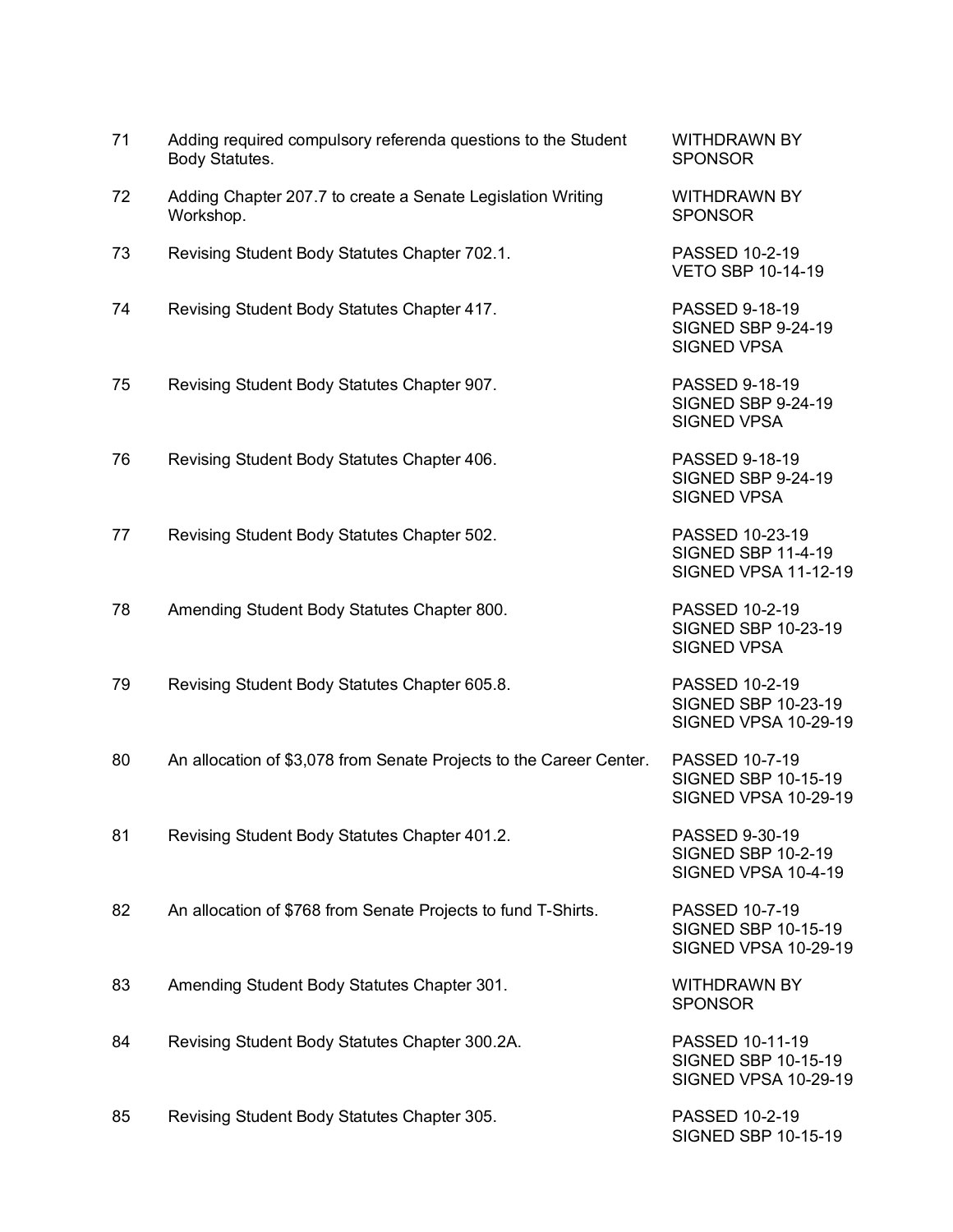| | | |
|---|---|---|
| 71 | Adding required compulsory referenda questions to the Student Body Statutes. | WITHDRAWN BY SPONSOR |
| 72 | Adding Chapter 207.7 to create a Senate Legislation Writing Workshop. | WITHDRAWN BY SPONSOR |
| 73 | Revising Student Body Statutes Chapter 702.1. | PASSED 10-2-19<br>VETO SBP 10-14-19 |
| 74 | Revising Student Body Statutes Chapter 417. | PASSED 9-18-19<br>SIGNED SBP 9-24-19<br>SIGNED VPSA |
| 75 | Revising Student Body Statutes Chapter 907. | PASSED 9-18-19<br>SIGNED SBP 9-24-19<br>SIGNED VPSA |
| 76 | Revising Student Body Statutes Chapter 406. | PASSED 9-18-19<br>SIGNED SBP 9-24-19<br>SIGNED VPSA |
| 77 | Revising Student Body Statutes Chapter 502. | PASSED 10-23-19<br>SIGNED SBP 11-4-19<br>SIGNED VPSA 11-12-19 |
| 78 | Amending Student Body Statutes Chapter 800. | PASSED 10-2-19<br>SIGNED SBP 10-23-19<br>SIGNED VPSA |
| 79 | Revising Student Body Statutes Chapter 605.8. | PASSED 10-2-19<br>SIGNED SBP 10-23-19<br>SIGNED VPSA 10-29-19 |
| 80 | An allocation of $3,078 from Senate Projects to the Career Center. | PASSED 10-7-19<br>SIGNED SBP 10-15-19<br>SIGNED VPSA 10-29-19 |
| 81 | Revising Student Body Statutes Chapter 401.2. | PASSED 9-30-19<br>SIGNED SBP 10-2-19<br>SIGNED VPSA 10-4-19 |
| 82 | An allocation of $768 from Senate Projects to fund T-Shirts. | PASSED 10-7-19<br>SIGNED SBP 10-15-19<br>SIGNED VPSA 10-29-19 |
| 83 | Amending Student Body Statutes Chapter 301. | WITHDRAWN BY SPONSOR |
| 84 | Revising Student Body Statutes Chapter 300.2A. | PASSED 10-11-19<br>SIGNED SBP 10-15-19<br>SIGNED VPSA 10-29-19 |
| 85 | Revising Student Body Statutes Chapter 305. | PASSED 10-2-19<br>SIGNED SBP 10-15-19 |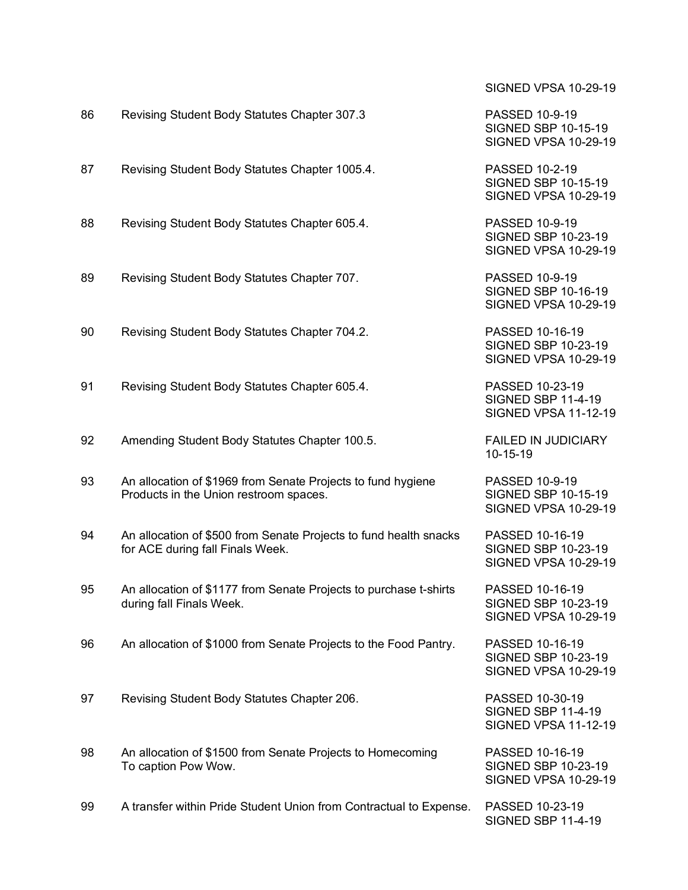| | | SIGNED VPSA 10-29-19 |
|---|---|---|
| 86 | Revising Student Body Statutes Chapter 307.3 | PASSED 10-9-19<br>SIGNED SBP 10-15-19<br>SIGNED VPSA 10-29-19 |
| 87 | Revising Student Body Statutes Chapter 1005.4. | PASSED 10-2-19<br>SIGNED SBP 10-15-19<br>SIGNED VPSA 10-29-19 |
| 88 | Revising Student Body Statutes Chapter 605.4. | PASSED 10-9-19<br>SIGNED SBP 10-23-19<br>SIGNED VPSA 10-29-19 |
| 89 | Revising Student Body Statutes Chapter 707. | PASSED 10-9-19<br>SIGNED SBP 10-16-19<br>SIGNED VPSA 10-29-19 |
| 90 | Revising Student Body Statutes Chapter 704.2. | PASSED 10-16-19<br>SIGNED SBP 10-23-19<br>SIGNED VPSA 10-29-19 |
| 91 | Revising Student Body Statutes Chapter 605.4. | PASSED 10-23-19<br>SIGNED SBP 11-4-19<br>SIGNED VPSA 11-12-19 |
| 92 | Amending Student Body Statutes Chapter 100.5. | FAILED IN JUDICIARY 10-15-19 |
| 93 | An allocation of $1969 from Senate Projects to fund hygiene Products in the Union restroom spaces. | PASSED 10-9-19<br>SIGNED SBP 10-15-19<br>SIGNED VPSA 10-29-19 |
| 94 | An allocation of $500 from Senate Projects to fund health snacks for ACE during fall Finals Week. | PASSED 10-16-19<br>SIGNED SBP 10-23-19<br>SIGNED VPSA 10-29-19 |
| 95 | An allocation of $1177 from Senate Projects to purchase t-shirts during fall Finals Week. | PASSED 10-16-19<br>SIGNED SBP 10-23-19<br>SIGNED VPSA 10-29-19 |
| 96 | An allocation of $1000 from Senate Projects to the Food Pantry. | PASSED 10-16-19<br>SIGNED SBP 10-23-19<br>SIGNED VPSA 10-29-19 |
| 97 | Revising Student Body Statutes Chapter 206. | PASSED 10-30-19<br>SIGNED SBP 11-4-19<br>SIGNED VPSA 11-12-19 |
| 98 | An allocation of $1500 from Senate Projects to Homecoming To caption Pow Wow. | PASSED 10-16-19<br>SIGNED SBP 10-23-19<br>SIGNED VPSA 10-29-19 |
| 99 | A transfer within Pride Student Union from Contractual to Expense. | PASSED 10-23-19<br>SIGNED SBP 11-4-19 |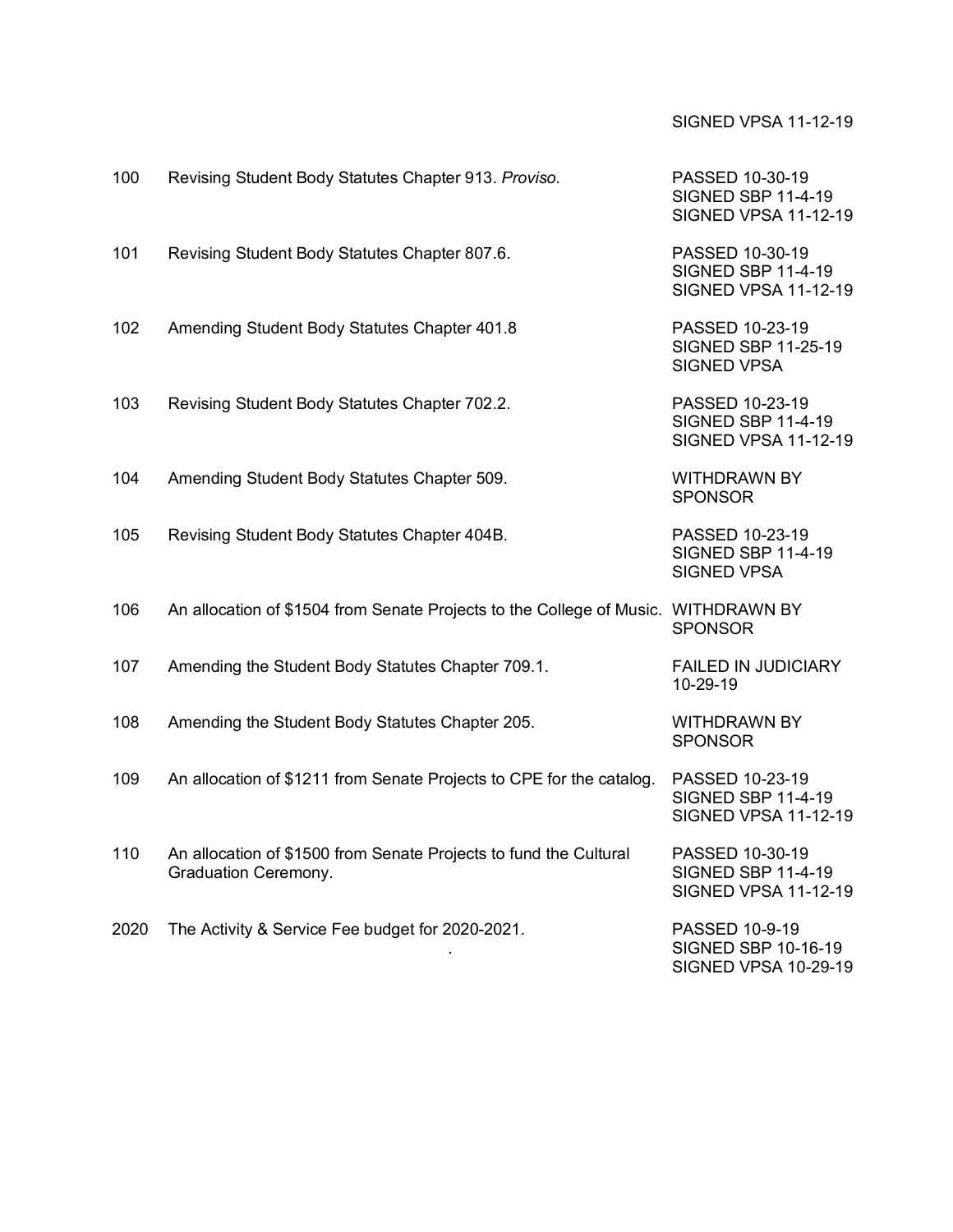SIGNED VPSA 11-12-19

| | | |
|---|---|---|
| 100 | Revising Student Body Statutes Chapter 913. *Proviso.* | PASSED 10-30-19<br>SIGNED SBP 11-4-19<br>SIGNED VPSA 11-12-19 |
| 101 | Revising Student Body Statutes Chapter 807.6. | PASSED 10-30-19<br>SIGNED SBP 11-4-19<br>SIGNED VPSA 11-12-19 |
| 102 | Amending Student Body Statutes Chapter 401.8 | PASSED 10-23-19<br>SIGNED SBP 11-25-19<br>SIGNED VPSA |
| 103 | Revising Student Body Statutes Chapter 702.2. | PASSED 10-23-19<br>SIGNED SBP 11-4-19<br>SIGNED VPSA 11-12-19 |
| 104 | Amending Student Body Statutes Chapter 509. | WITHDRAWN BY SPONSOR |
| 105 | Revising Student Body Statutes Chapter 404B. | PASSED 10-23-19<br>SIGNED SBP 11-4-19<br>SIGNED VPSA |
| 106 | An allocation of $1504 from Senate Projects to the College of Music. | WITHDRAWN BY SPONSOR |
| 107 | Amending the Student Body Statutes Chapter 709.1. | FAILED IN JUDICIARY 10-29-19 |
| 108 | Amending the Student Body Statutes Chapter 205. | WITHDRAWN BY SPONSOR |
| 109 | An allocation of $1211 from Senate Projects to CPE for the catalog. | PASSED 10-23-19<br>SIGNED SBP 11-4-19<br>SIGNED VPSA 11-12-19 |
| 110 | An allocation of $1500 from Senate Projects to fund the Cultural Graduation Ceremony. | PASSED 10-30-19<br>SIGNED SBP 11-4-19<br>SIGNED VPSA 11-12-19 |
| 2020 | The Activity & Service Fee budget for 2020-2021. | PASSED 10-9-19<br>SIGNED SBP 10-16-19<br>SIGNED VPSA 10-29-19 |